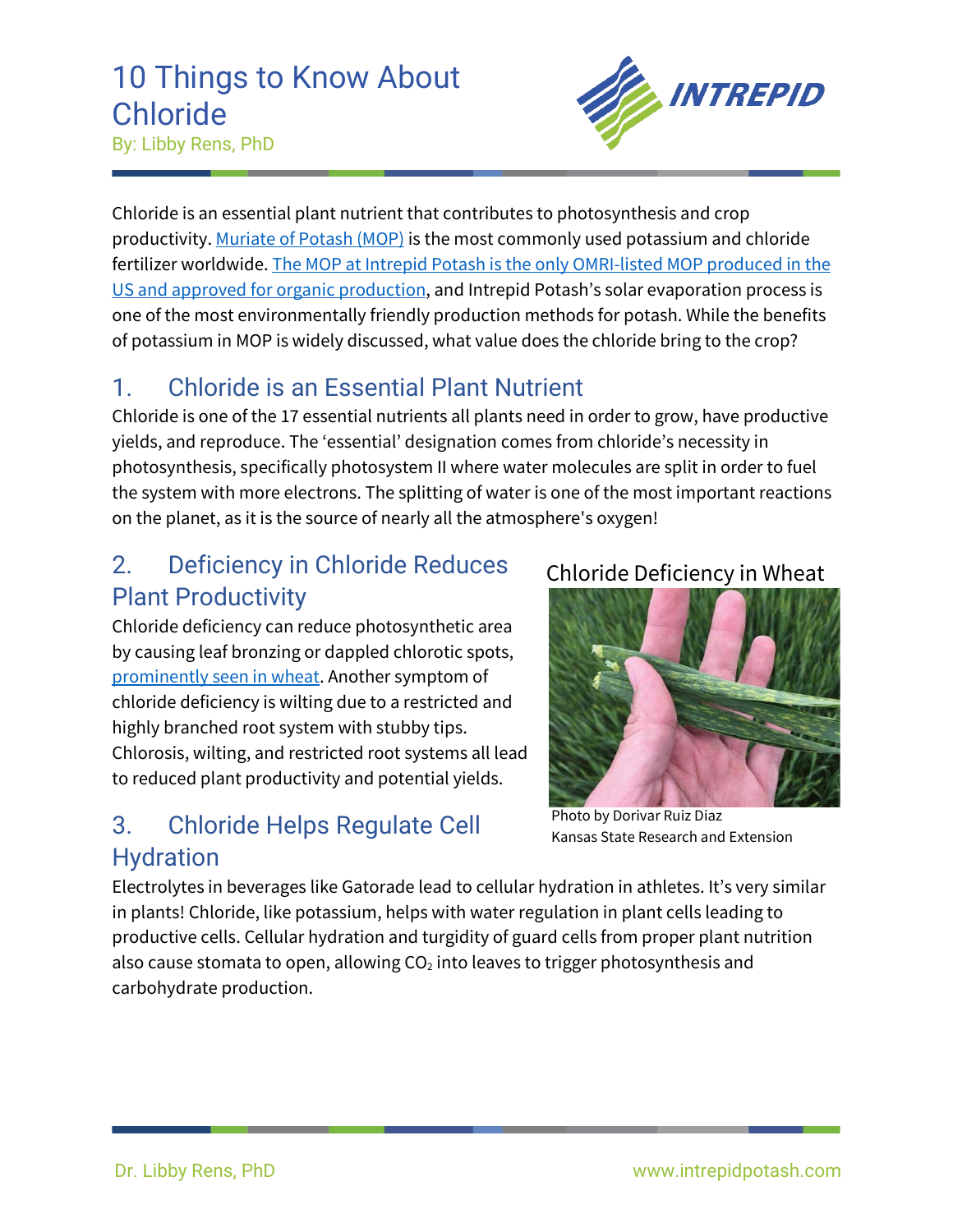# 10 Things to Know About Chloride

By: Libby Rens, PhD

Chloride is an essential plant nutrient that contributes to photosynthesis and crop productivity. Muriate of Potash (MOP) is the most commonly used potassium and chloride fertilizer worldwide. The MOP at Intrepid Potash is the only OMRI-listed MOP produced in the US and approved for organic production, and Intrepid Potash's solar evaporation process is one of the most environmentally friendly production methods for potash. While the benefits of potassium in MOP is widely discussed, what value does the chloride bring to the crop?

## 1. Chloride is an Essential Plant Nutrient

Chloride is one of the 17 essential nutrients all plants need in order to grow, have productive yields, and reproduce. The 'essential' designation comes from chloride's necessity in photosynthesis, specifically photosystem II where water molecules are split in order to fuel the system with more electrons. The splitting of water is one of the most important reactions on the planet, as it is the source of nearly all the atmosphere's oxygen!

## 2. Deficiency in Chloride Reduces Plant Productivity

Chloride deficiency can reduce photosynthetic area by causing leaf bronzing or dappled chlorotic spots, prominently seen in wheat. Another symptom of chloride deficiency is wilting due to a restricted and highly branched root system with stubby tips. Chlorosis, wilting, and restricted root systems all lead to reduced plant productivity and potential yields.

Chloride Deficiency in Wheat

Photo by Dorivar Ruiz Diaz
Kansas State Research and Extension

## 3. Chloride Helps Regulate Cell Hydration

Electrolytes in beverages like Gatorade lead to cellular hydration in athletes. It's very similar in plants! Chloride, like potassium, helps with water regulation in plant cells leading to productive cells. Cellular hydration and turgidity of guard cells from proper plant nutrition also cause stomata to open, allowing $CO_2$ into leaves to trigger photosynthesis and carbohydrate production.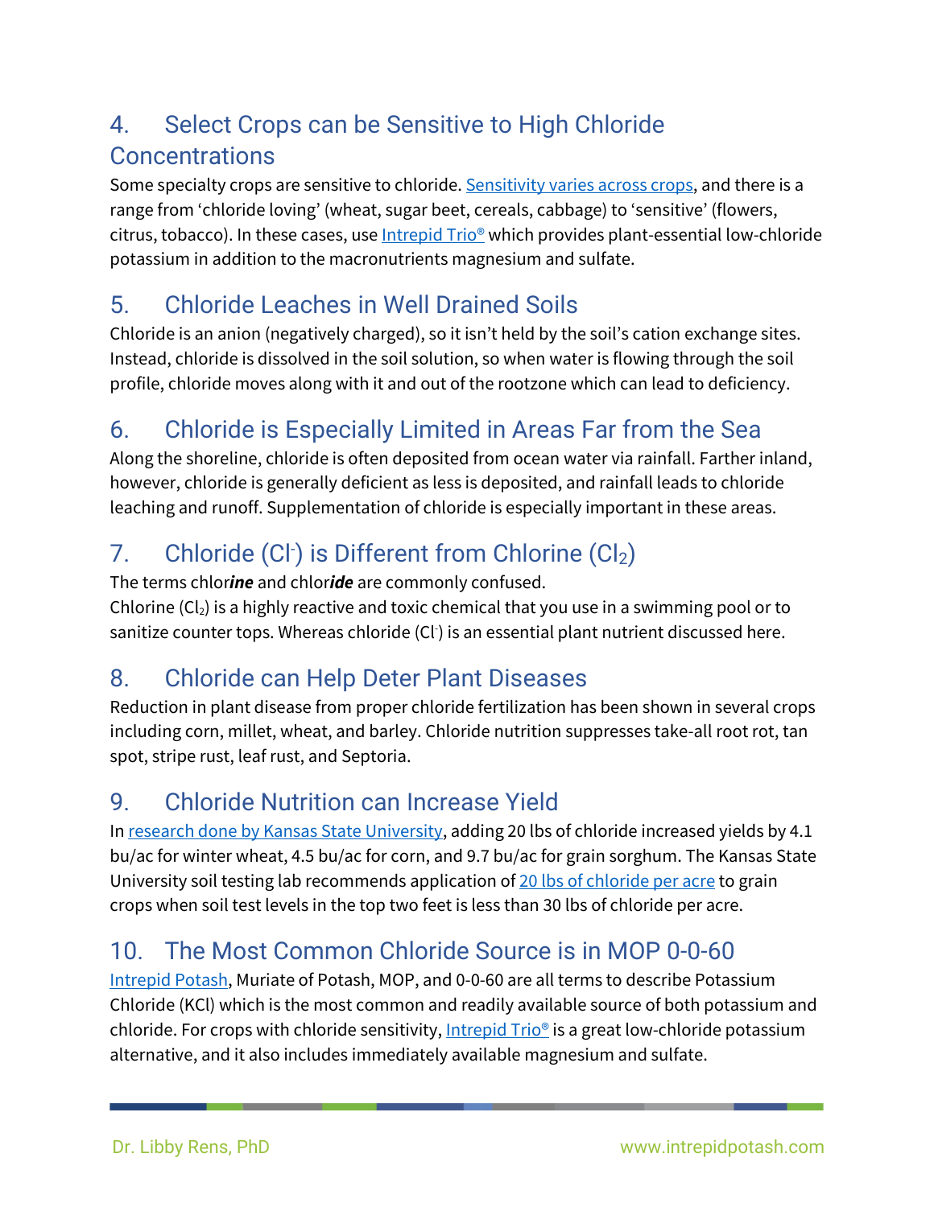## 4. Select Crops can be Sensitive to High Chloride Concentrations

Some specialty crops are sensitive to chloride. Sensitivity varies across crops, and there is a range from ‘chloride loving’ (wheat, sugar beet, cereals, cabbage) to ‘sensitive’ (flowers, citrus, tobacco). In these cases, use Intrepid Trio® which provides plant-essential low-chloride potassium in addition to the macronutrients magnesium and sulfate.

## 5. Chloride Leaches in Well Drained Soils

Chloride is an anion (negatively charged), so it isn’t held by the soil’s cation exchange sites. Instead, chloride is dissolved in the soil solution, so when water is flowing through the soil profile, chloride moves along with it and out of the rootzone which can lead to deficiency.

## 6. Chloride is Especially Limited in Areas Far from the Sea

Along the shoreline, chloride is often deposited from ocean water via rainfall. Farther inland, however, chloride is generally deficient as less is deposited, and rainfall leads to chloride leaching and runoff. Supplementation of chloride is especially important in these areas.

## 7. Chloride ($Cl^-$) is Different from Chlorine ($Cl_2$)

The terms chlor***ine*** and chlor***ide*** are commonly confused.
Chlorine ($Cl_2$) is a highly reactive and toxic chemical that you use in a swimming pool or to sanitize counter tops. Whereas chloride ($Cl^-$) is an essential plant nutrient discussed here.

## 8. Chloride can Help Deter Plant Diseases

Reduction in plant disease from proper chloride fertilization has been shown in several crops including corn, millet, wheat, and barley. Chloride nutrition suppresses take-all root rot, tan spot, stripe rust, leaf rust, and Septoria.

## 9. Chloride Nutrition can Increase Yield

In research done by Kansas State University, adding 20 lbs of chloride increased yields by 4.1 bu/ac for winter wheat, 4.5 bu/ac for corn, and 9.7 bu/ac for grain sorghum. The Kansas State University soil testing lab recommends application of 20 lbs of chloride per acre to grain crops when soil test levels in the top two feet is less than 30 lbs of chloride per acre.

## 10. The Most Common Chloride Source is in MOP 0-0-60

Intrepid Potash, Muriate of Potash, MOP, and 0-0-60 are all terms to describe Potassium Chloride (KCl) which is the most common and readily available source of both potassium and chloride. For crops with chloride sensitivity, Intrepid Trio® is a great low-chloride potassium alternative, and it also includes immediately available magnesium and sulfate.

Dr. Libby Rens, PhD

www.intrepidpotash.com